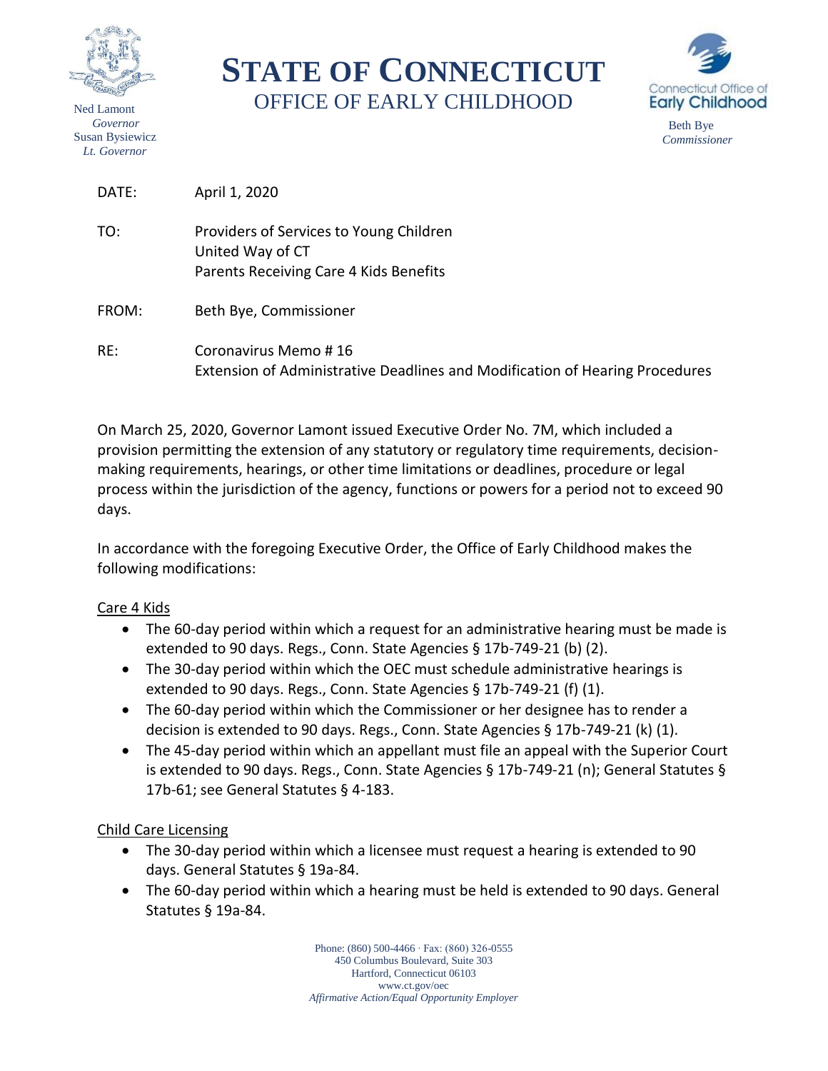# STATE OF CONNECTICUT

## OFFICE OF EARLY CHILDHOOD

Ned Lamont
*Governor*
Susan Bysiewicz
*Lt. Governor*

Beth Bye
*Commissioner*

DATE: April 1, 2020

TO: Providers of Services to Young Children
United Way of CT
Parents Receiving Care 4 Kids Benefits

FROM: Beth Bye, Commissioner

RE: Coronavirus Memo # 16
Extension of Administrative Deadlines and Modification of Hearing Procedures

On March 25, 2020, Governor Lamont issued Executive Order No. 7M, which included a provision permitting the extension of any statutory or regulatory time requirements, decision-making requirements, hearings, or other time limitations or deadlines, procedure or legal process within the jurisdiction of the agency, functions or powers for a period not to exceed 90 days.

In accordance with the foregoing Executive Order, the Office of Early Childhood makes the following modifications:

<u>Care 4 Kids</u>

- The 60-day period within which a request for an administrative hearing must be made is extended to 90 days. Regs., Conn. State Agencies § 17b-749-21 (b) (2).
- The 30-day period within which the OEC must schedule administrative hearings is extended to 90 days. Regs., Conn. State Agencies § 17b-749-21 (f) (1).
- The 60-day period within which the Commissioner or her designee has to render a decision is extended to 90 days. Regs., Conn. State Agencies § 17b-749-21 (k) (1).
- The 45-day period within which an appellant must file an appeal with the Superior Court is extended to 90 days. Regs., Conn. State Agencies § 17b-749-21 (n); General Statutes § 17b-61; see General Statutes § 4-183.

<u>Child Care Licensing</u>

- The 30-day period within which a licensee must request a hearing is extended to 90 days. General Statutes § 19a-84.
- The 60-day period within which a hearing must be held is extended to 90 days. General Statutes § 19a-84.

Phone: (860) 500-4466 · Fax: (860) 326-0555
450 Columbus Boulevard, Suite 303
Hartford, Connecticut 06103
www.ct.gov/oec
*Affirmative Action/Equal Opportunity Employer*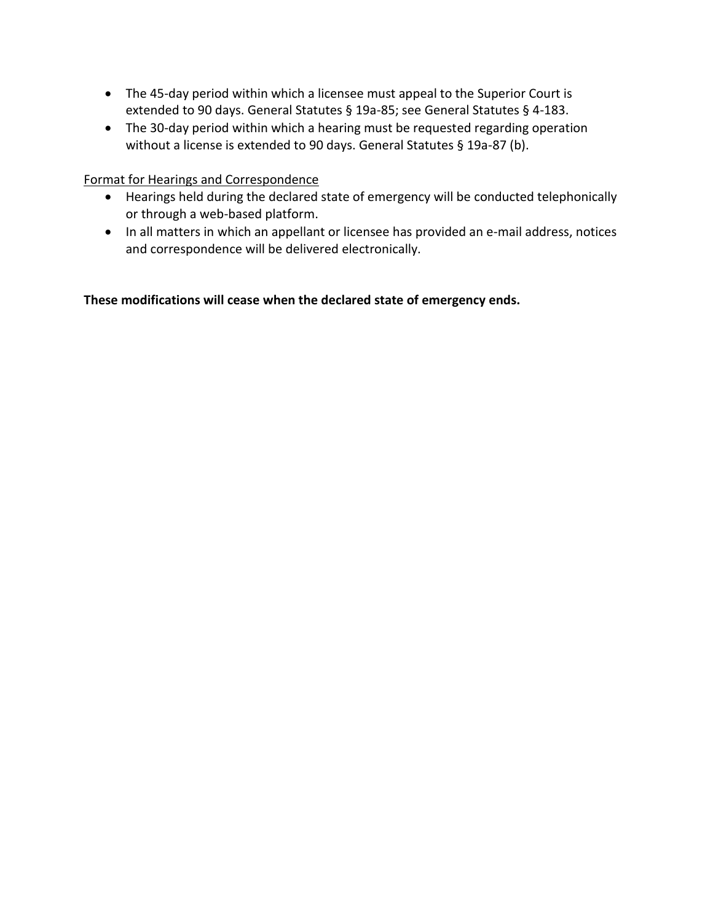- The 45-day period within which a licensee must appeal to the Superior Court is extended to 90 days. General Statutes § 19a-85; see General Statutes § 4-183.
- The 30-day period within which a hearing must be requested regarding operation without a license is extended to 90 days. General Statutes § 19a-87 (b).

<u>Format for Hearings and Correspondence</u>

- Hearings held during the declared state of emergency will be conducted telephonically or through a web-based platform.
- In all matters in which an appellant or licensee has provided an e-mail address, notices and correspondence will be delivered electronically.

**These modifications will cease when the declared state of emergency ends.**